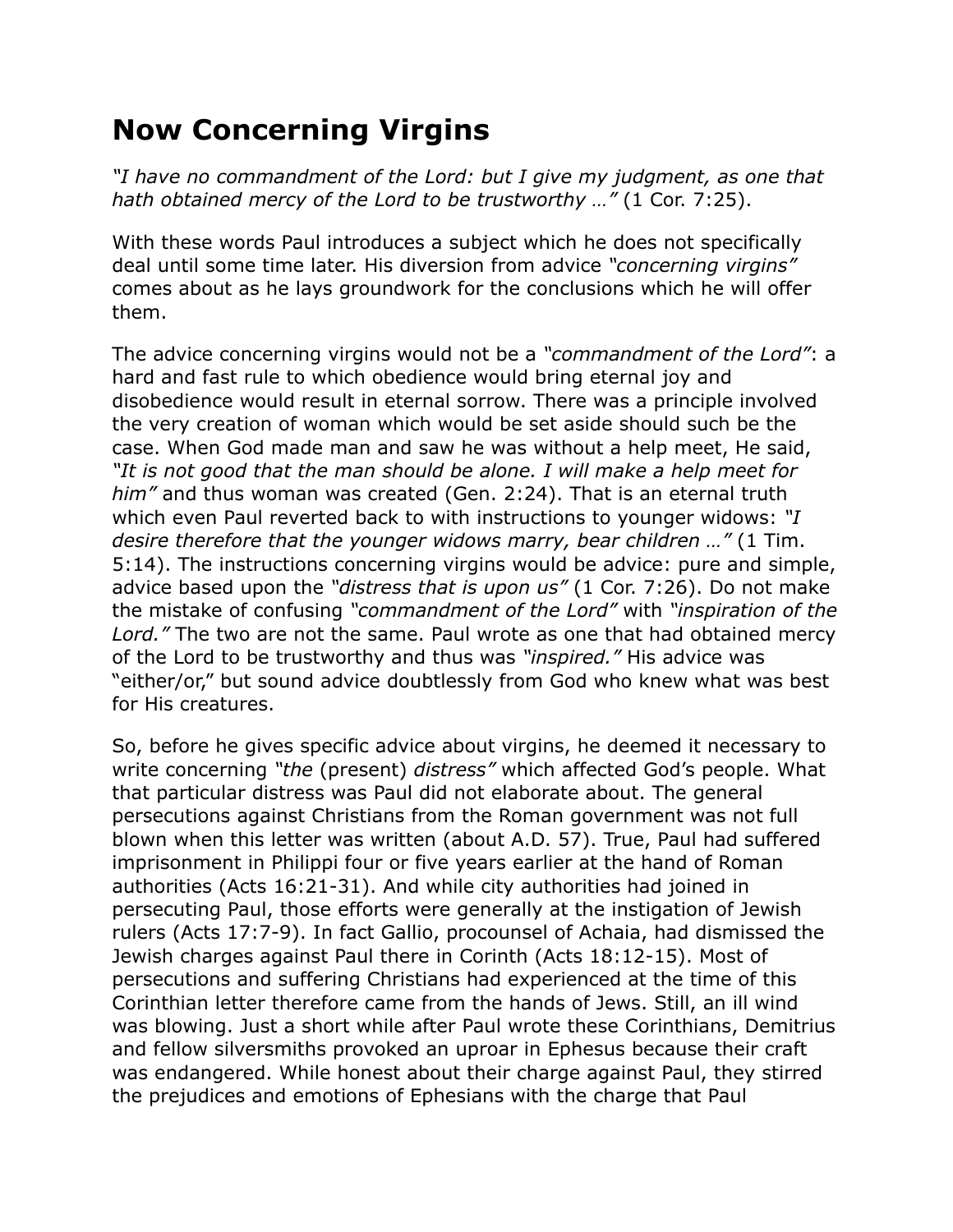# Now Concerning Virgins

*"I have no commandment of the Lord: but I give my judgment, as one that hath obtained mercy of the Lord to be trustworthy …"* (1 Cor. 7:25).

With these words Paul introduces a subject which he does not specifically deal until some time later. His diversion from advice *"concerning virgins"* comes about as he lays groundwork for the conclusions which he will offer them.

The advice concerning virgins would not be a *"commandment of the Lord"*: a hard and fast rule to which obedience would bring eternal joy and disobedience would result in eternal sorrow. There was a principle involved the very creation of woman which would be set aside should such be the case. When God made man and saw he was without a help meet, He said, *"It is not good that the man should be alone. I will make a help meet for him"* and thus woman was created (Gen. 2:24). That is an eternal truth which even Paul reverted back to with instructions to younger widows: *"I desire therefore that the younger widows marry, bear children …"* (1 Tim. 5:14). The instructions concerning virgins would be advice: pure and simple, advice based upon the *"distress that is upon us"* (1 Cor. 7:26). Do not make the mistake of confusing *"commandment of the Lord"* with *"inspiration of the Lord."* The two are not the same. Paul wrote as one that had obtained mercy of the Lord to be trustworthy and thus was *"inspired."* His advice was "either/or," but sound advice doubtlessly from God who knew what was best for His creatures.

So, before he gives specific advice about virgins, he deemed it necessary to write concerning *"the* (present) *distress"* which affected God's people. What that particular distress was Paul did not elaborate about. The general persecutions against Christians from the Roman government was not full blown when this letter was written (about A.D. 57). True, Paul had suffered imprisonment in Philippi four or five years earlier at the hand of Roman authorities (Acts 16:21-31). And while city authorities had joined in persecuting Paul, those efforts were generally at the instigation of Jewish rulers (Acts 17:7-9). In fact Gallio, procounsel of Achaia, had dismissed the Jewish charges against Paul there in Corinth (Acts 18:12-15). Most of persecutions and suffering Christians had experienced at the time of this Corinthian letter therefore came from the hands of Jews. Still, an ill wind was blowing. Just a short while after Paul wrote these Corinthians, Demitrius and fellow silversmiths provoked an uproar in Ephesus because their craft was endangered. While honest about their charge against Paul, they stirred the prejudices and emotions of Ephesians with the charge that Paul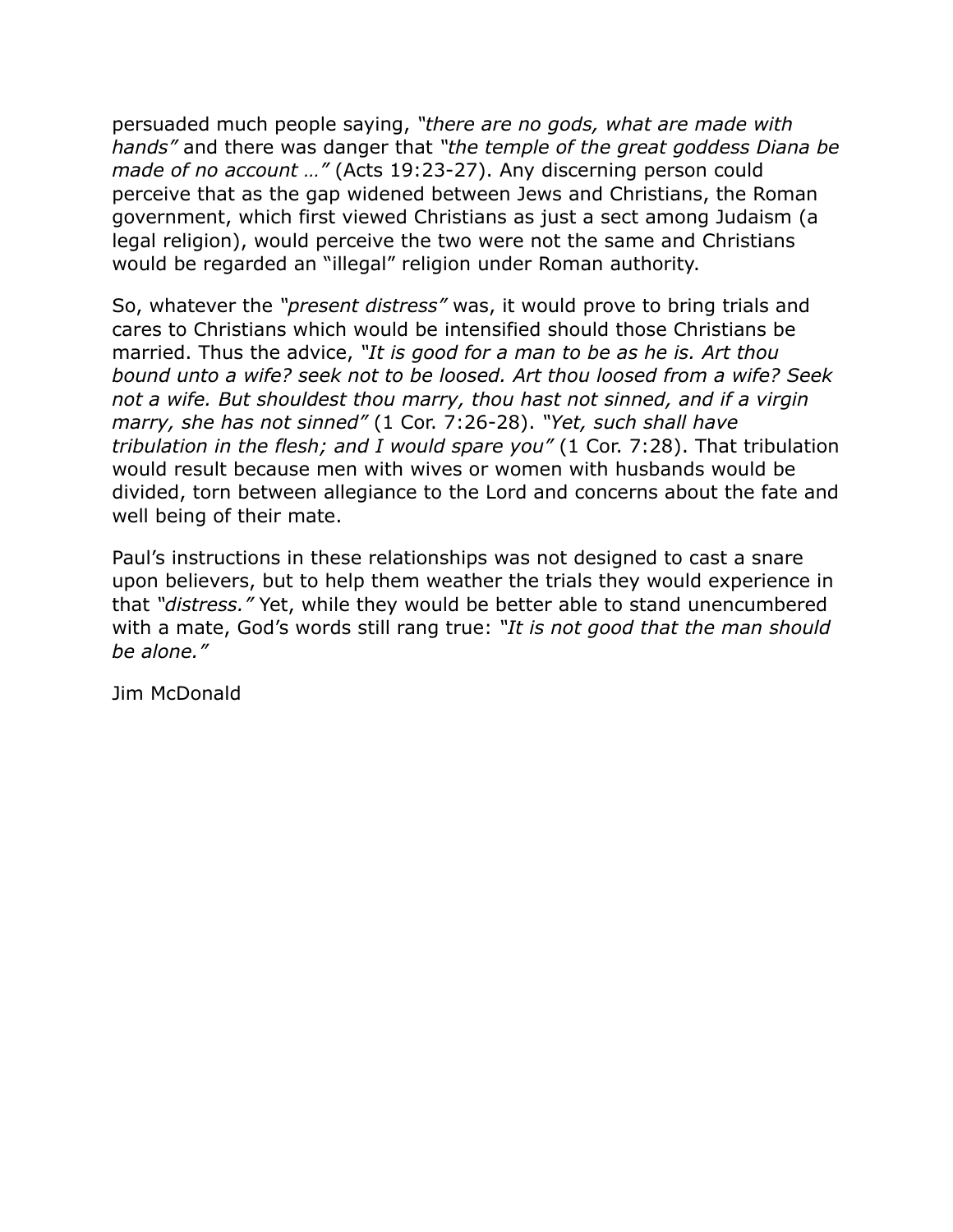persuaded much people saying, *"there are no gods, what are made with hands"* and there was danger that *"the temple of the great goddess Diana be made of no account …"* (Acts 19:23-27). Any discerning person could perceive that as the gap widened between Jews and Christians, the Roman government, which first viewed Christians as just a sect among Judaism (a legal religion), would perceive the two were not the same and Christians would be regarded an "illegal" religion under Roman authority.

So, whatever the *"present distress"* was, it would prove to bring trials and cares to Christians which would be intensified should those Christians be married. Thus the advice, *"It is good for a man to be as he is. Art thou bound unto a wife? seek not to be loosed. Art thou loosed from a wife? Seek not a wife. But shouldest thou marry, thou hast not sinned, and if a virgin marry, she has not sinned"* (1 Cor. 7:26-28). *"Yet, such shall have tribulation in the flesh; and I would spare you"* (1 Cor. 7:28). That tribulation would result because men with wives or women with husbands would be divided, torn between allegiance to the Lord and concerns about the fate and well being of their mate.

Paul's instructions in these relationships was not designed to cast a snare upon believers, but to help them weather the trials they would experience in that *"distress."* Yet, while they would be better able to stand unencumbered with a mate, God's words still rang true: *"It is not good that the man should be alone."*

Jim McDonald